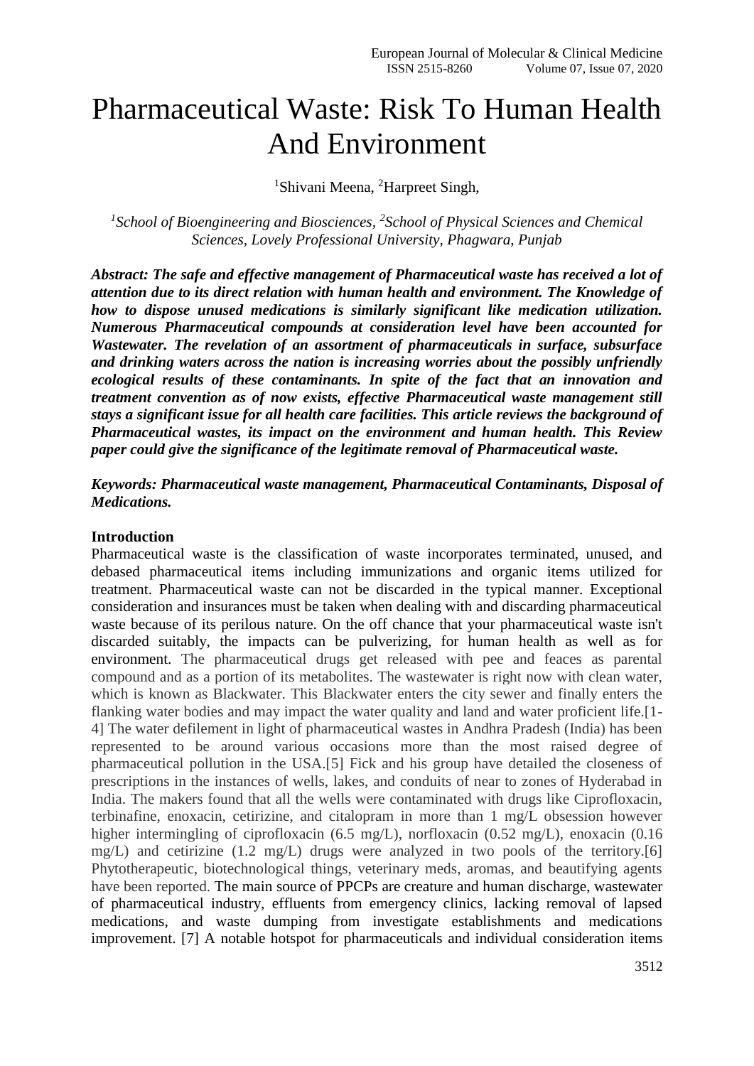# Pharmaceutical Waste: Risk To Human Health And Environment

[1]Shivani Meena, [2]Harpreet Singh,

*[1]School of Bioengineering and Biosciences, [2]School of Physical Sciences and Chemical Sciences, Lovely Professional University, Phagwara, Punjab*

***Abstract: The safe and effective management of Pharmaceutical waste has received a lot of attention due to its direct relation with human health and environment. The Knowledge of how to dispose unused medications is similarly significant like medication utilization. Numerous Pharmaceutical compounds at consideration level have been accounted for Wastewater. The revelation of an assortment of pharmaceuticals in surface, subsurface and drinking waters across the nation is increasing worries about the possibly unfriendly ecological results of these contaminants. In spite of the fact that an innovation and treatment convention as of now exists, effective Pharmaceutical waste management still stays a significant issue for all health care facilities. This article reviews the background of Pharmaceutical wastes, its impact on the environment and human health. This Review paper could give the significance of the legitimate removal of Pharmaceutical waste.***

***Keywords: Pharmaceutical waste management, Pharmaceutical Contaminants, Disposal of Medications.***

**Introduction**

Pharmaceutical waste is the classification of waste incorporates terminated, unused, and debased pharmaceutical items including immunizations and organic items utilized for treatment. Pharmaceutical waste can not be discarded in the typical manner. Exceptional consideration and insurances must be taken when dealing with and discarding pharmaceutical waste because of its perilous nature. On the off chance that your pharmaceutical waste isn't discarded suitably, the impacts can be pulverizing, for human health as well as for environment. The pharmaceutical drugs get released with pee and feaces as parental compound and as a portion of its metabolites. The wastewater is right now with clean water, which is known as Blackwater. This Blackwater enters the city sewer and finally enters the flanking water bodies and may impact the water quality and land and water proficient life.[1-4] The water defilement in light of pharmaceutical wastes in Andhra Pradesh (India) has been represented to be around various occasions more than the most raised degree of pharmaceutical pollution in the USA.[5] Fick and his group have detailed the closeness of prescriptions in the instances of wells, lakes, and conduits of near to zones of Hyderabad in India. The makers found that all the wells were contaminated with drugs like Ciprofloxacin, terbinafine, enoxacin, cetirizine, and citalopram in more than 1 mg/L obsession however higher intermingling of ciprofloxacin (6.5 mg/L), norfloxacin (0.52 mg/L), enoxacin (0.16 mg/L) and cetirizine (1.2 mg/L) drugs were analyzed in two pools of the territory.[6] Phytotherapeutic, biotechnological things, veterinary meds, aromas, and beautifying agents have been reported. The main source of PPCPs are creature and human discharge, wastewater of pharmaceutical industry, effluents from emergency clinics, lacking removal of lapsed medications, and waste dumping from investigate establishments and medications improvement. [7] A notable hotspot for pharmaceuticals and individual consideration items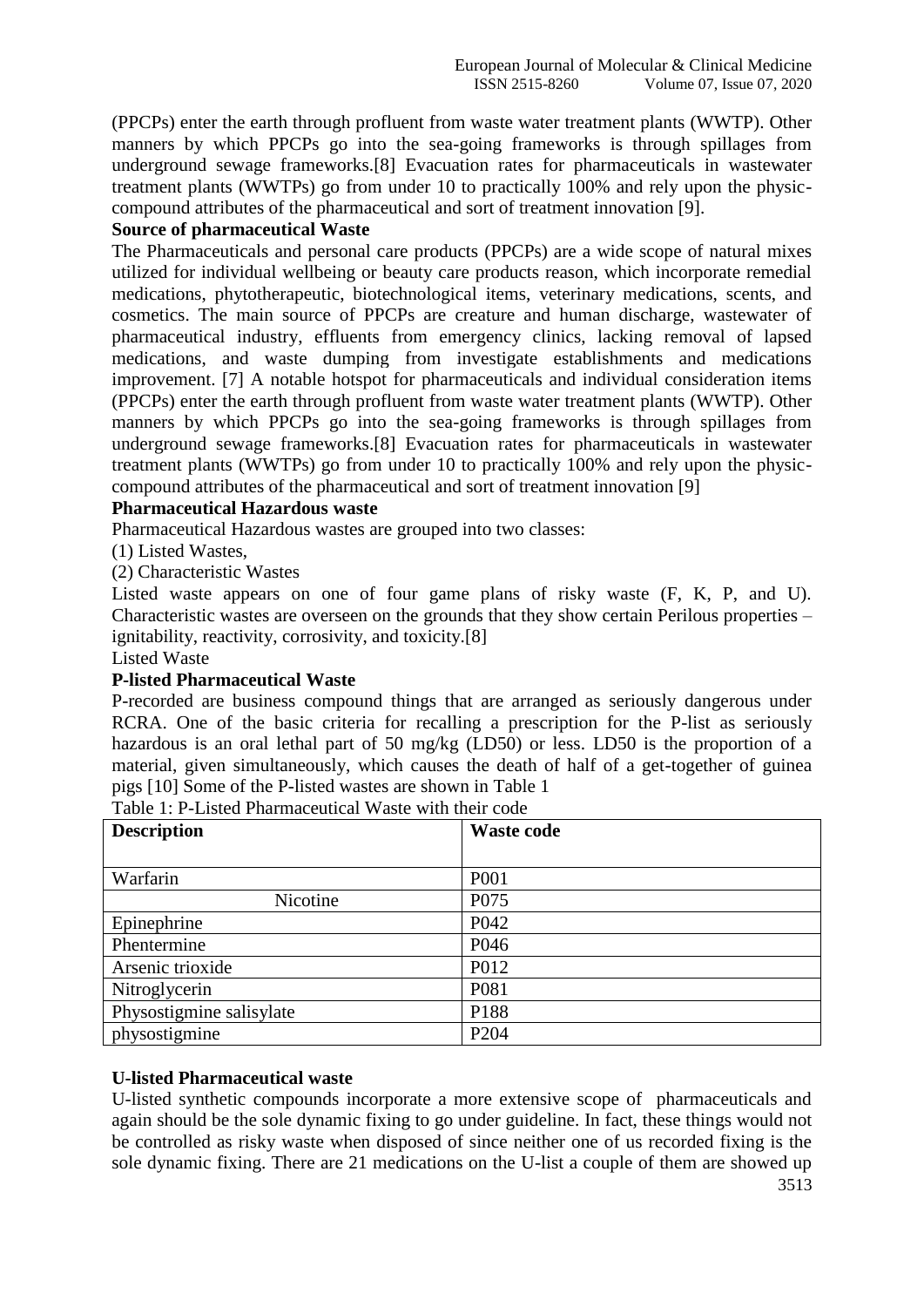(PPCPs) enter the earth through profluent from waste water treatment plants (WWTP). Other manners by which PPCPs go into the sea-going frameworks is through spillages from underground sewage frameworks.[8] Evacuation rates for pharmaceuticals in wastewater treatment plants (WWTPs) go from under 10 to practically 100% and rely upon the physic-compound attributes of the pharmaceutical and sort of treatment innovation [9].

**Source of pharmaceutical Waste**

The Pharmaceuticals and personal care products (PPCPs) are a wide scope of natural mixes utilized for individual wellbeing or beauty care products reason, which incorporate remedial medications, phytotherapeutic, biotechnological items, veterinary medications, scents, and cosmetics. The main source of PPCPs are creature and human discharge, wastewater of pharmaceutical industry, effluents from emergency clinics, lacking removal of lapsed medications, and waste dumping from investigate establishments and medications improvement. [7] A notable hotspot for pharmaceuticals and individual consideration items (PPCPs) enter the earth through profluent from waste water treatment plants (WWTP). Other manners by which PPCPs go into the sea-going frameworks is through spillages from underground sewage frameworks.[8] Evacuation rates for pharmaceuticals in wastewater treatment plants (WWTPs) go from under 10 to practically 100% and rely upon the physic-compound attributes of the pharmaceutical and sort of treatment innovation [9]

**Pharmaceutical Hazardous waste**

Pharmaceutical Hazardous wastes are grouped into two classes:

(1) Listed Wastes,

(2) Characteristic Wastes

Listed waste appears on one of four game plans of risky waste (F, K, P, and U). Characteristic wastes are overseen on the grounds that they show certain Perilous properties – ignitability, reactivity, corrosivity, and toxicity.[8]

Listed Waste

**P-listed Pharmaceutical Waste**

P-recorded are business compound things that are arranged as seriously dangerous under RCRA. One of the basic criteria for recalling a prescription for the P-list as seriously hazardous is an oral lethal part of 50 mg/kg (LD50) or less. LD50 is the proportion of a material, given simultaneously, which causes the death of half of a get-together of guinea pigs [10] Some of the P-listed wastes are shown in Table 1

Table 1: P-Listed Pharmaceutical Waste with their code

| Description | Waste code |
|---|---|
| Warfarin | P001 |
| Nicotine | P075 |
| Epinephrine | P042 |
| Phentermine | P046 |
| Arsenic trioxide | P012 |
| Nitroglycerin | P081 |
| Physostigmine salisylate | P188 |
| physostigmine | P204 |

**U-listed Pharmaceutical waste**

U-listed synthetic compounds incorporate a more extensive scope of pharmaceuticals and again should be the sole dynamic fixing to go under guideline. In fact, these things would not be controlled as risky waste when disposed of since neither one of us recorded fixing is the sole dynamic fixing. There are 21 medications on the U-list a couple of them are showed up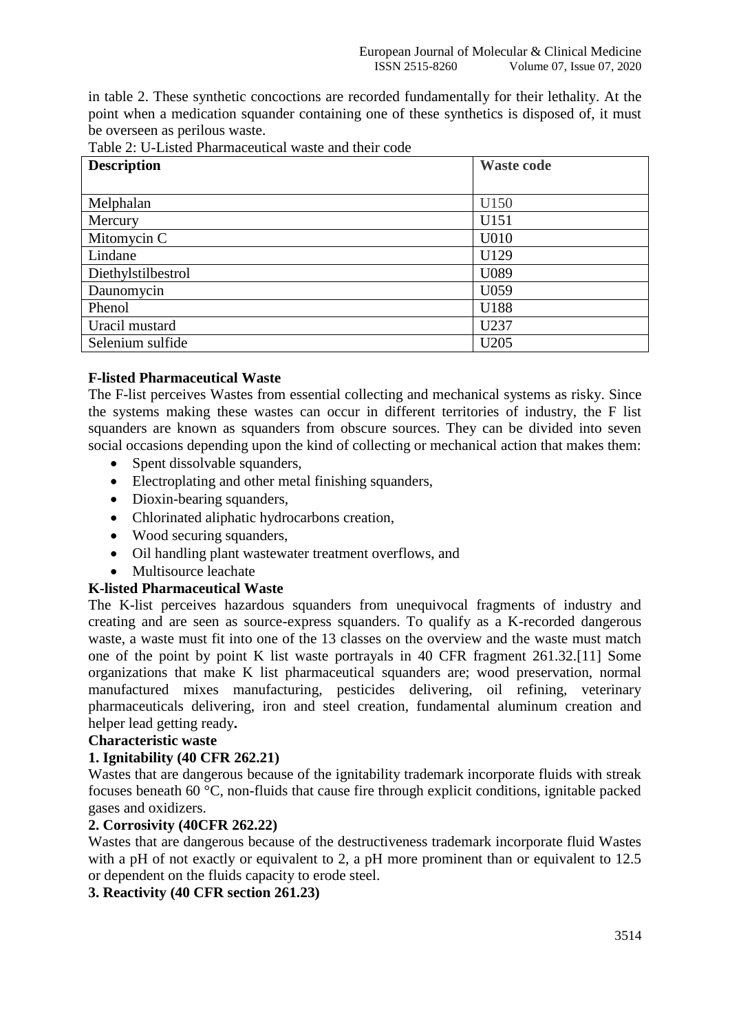in table 2. These synthetic concoctions are recorded fundamentally for their lethality. At the point when a medication squander containing one of these synthetics is disposed of, it must be overseen as perilous waste.

Table 2: U-Listed Pharmaceutical waste and their code

| Description | Waste code |
|---|---|
| Melphalan | U150 |
| Mercury | U151 |
| Mitomycin C | U010 |
| Lindane | U129 |
| Diethylstilbestrol | U089 |
| Daunomycin | U059 |
| Phenol | U188 |
| Uracil mustard | U237 |
| Selenium sulfide | U205 |

**F-listed Pharmaceutical Waste**

The F-list perceives Wastes from essential collecting and mechanical systems as risky. Since the systems making these wastes can occur in different territories of industry, the F list squanders are known as squanders from obscure sources. They can be divided into seven social occasions depending upon the kind of collecting or mechanical action that makes them:

- Spent dissolvable squanders,
- Electroplating and other metal finishing squanders,
- Dioxin-bearing squanders,
- Chlorinated aliphatic hydrocarbons creation,
- Wood securing squanders,
- Oil handling plant wastewater treatment overflows, and
- Multisource leachate

**K-listed Pharmaceutical Waste**

The K-list perceives hazardous squanders from unequivocal fragments of industry and creating and are seen as source-express squanders. To qualify as a K-recorded dangerous waste, a waste must fit into one of the 13 classes on the overview and the waste must match one of the point by point K list waste portrayals in 40 CFR fragment 261.32.[11] Some organizations that make K list pharmaceutical squanders are; wood preservation, normal manufactured mixes manufacturing, pesticides delivering, oil refining, veterinary pharmaceuticals delivering, iron and steel creation, fundamental aluminum creation and helper lead getting ready**.**

**Characteristic waste**

**1. Ignitability (40 CFR 262.21)**

Wastes that are dangerous because of the ignitability trademark incorporate fluids with streak focuses beneath 60 °C, non-fluids that cause fire through explicit conditions, ignitable packed gases and oxidizers.

**2. Corrosivity (40CFR 262.22)**

Wastes that are dangerous because of the destructiveness trademark incorporate fluid Wastes with a pH of not exactly or equivalent to 2, a pH more prominent than or equivalent to 12.5 or dependent on the fluids capacity to erode steel.

**3. Reactivity (40 CFR section 261.23)**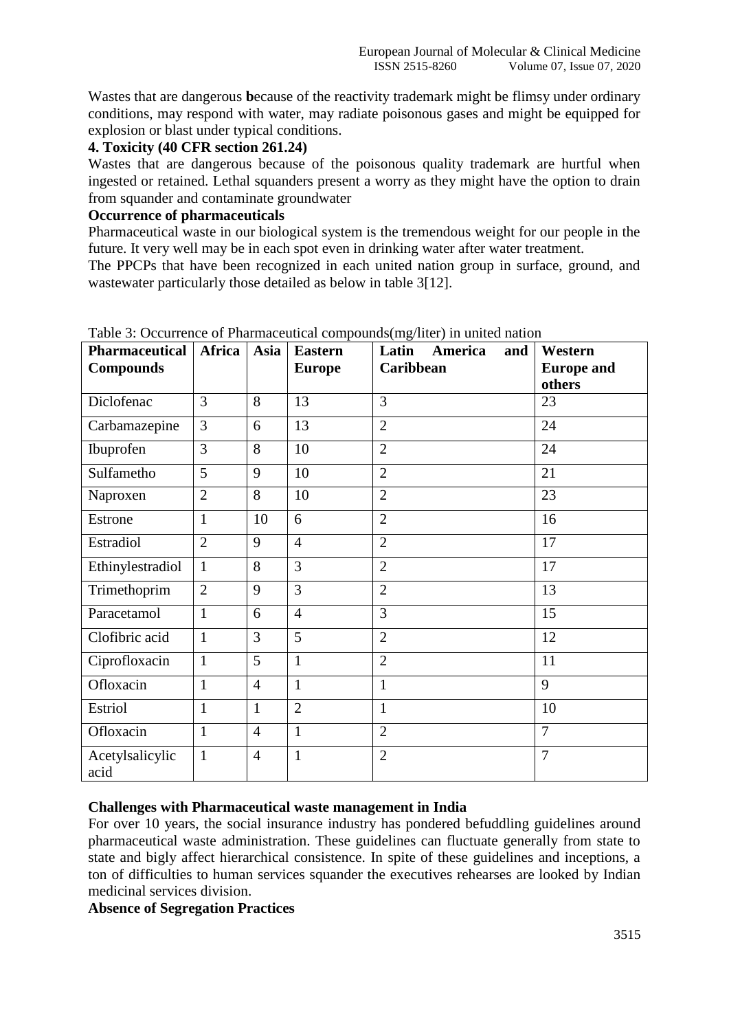Wastes that are dangerous **b**ecause of the reactivity trademark might be flimsy under ordinary conditions, may respond with water, may radiate poisonous gases and might be equipped for explosion or blast under typical conditions.

**4. Toxicity (40 CFR section 261.24)**

Wastes that are dangerous because of the poisonous quality trademark are hurtful when ingested or retained. Lethal squanders present a worry as they might have the option to drain from squander and contaminate groundwater

**Occurrence of pharmaceuticals**

Pharmaceutical waste in our biological system is the tremendous weight for our people in the future. It very well may be in each spot even in drinking water after water treatment.

The PPCPs that have been recognized in each united nation group in surface, ground, and wastewater particularly those detailed as below in table 3[12].

Table 3: Occurrence of Pharmaceutical compounds(mg/liter) in united nation

| Pharmaceutical Compounds | Africa | Asia | Eastern Europe | Latin America and Caribbean | Western Europe and others |
|---|---|---|---|---|---|
| Diclofenac | 3 | 8 | 13 | 3 | 23 |
| Carbamazepine | 3 | 6 | 13 | 2 | 24 |
| Ibuprofen | 3 | 8 | 10 | 2 | 24 |
| Sulfametho | 5 | 9 | 10 | 2 | 21 |
| Naproxen | 2 | 8 | 10 | 2 | 23 |
| Estrone | 1 | 10 | 6 | 2 | 16 |
| Estradiol | 2 | 9 | 4 | 2 | 17 |
| Ethinylestradiol | 1 | 8 | 3 | 2 | 17 |
| Trimethoprim | 2 | 9 | 3 | 2 | 13 |
| Paracetamol | 1 | 6 | 4 | 3 | 15 |
| Clofibric acid | 1 | 3 | 5 | 2 | 12 |
| Ciprofloxacin | 1 | 5 | 1 | 2 | 11 |
| Ofloxacin | 1 | 4 | 1 | 1 | 9 |
| Estriol | 1 | 1 | 2 | 1 | 10 |
| Ofloxacin | 1 | 4 | 1 | 2 | 7 |
| Acetylsalicylic acid | 1 | 4 | 1 | 2 | 7 |

**Challenges with Pharmaceutical waste management in India**

For over 10 years, the social insurance industry has pondered befuddling guidelines around pharmaceutical waste administration. These guidelines can fluctuate generally from state to state and bigly affect hierarchical consistence. In spite of these guidelines and inceptions, a ton of difficulties to human services squander the executives rehearses are looked by Indian medicinal services division.

**Absence of Segregation Practices**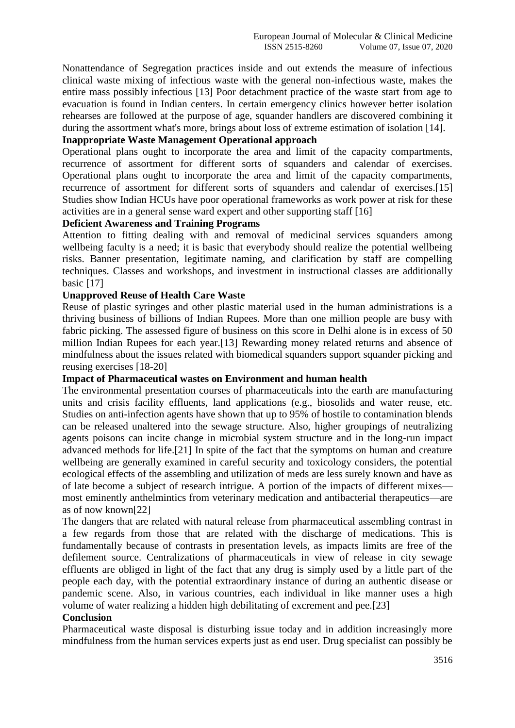Nonattendance of Segregation practices inside and out extends the measure of infectious clinical waste mixing of infectious waste with the general non-infectious waste, makes the entire mass possibly infectious [13] Poor detachment practice of the waste start from age to evacuation is found in Indian centers. In certain emergency clinics however better isolation rehearses are followed at the purpose of age, squander handlers are discovered combining it during the assortment what's more, brings about loss of extreme estimation of isolation [14].

**Inappropriate Waste Management Operational approach**

Operational plans ought to incorporate the area and limit of the capacity compartments, recurrence of assortment for different sorts of squanders and calendar of exercises. Operational plans ought to incorporate the area and limit of the capacity compartments, recurrence of assortment for different sorts of squanders and calendar of exercises.[15] Studies show Indian HCUs have poor operational frameworks as work power at risk for these activities are in a general sense ward expert and other supporting staff [16]

**Deficient Awareness and Training Programs**

Attention to fitting dealing with and removal of medicinal services squanders among wellbeing faculty is a need; it is basic that everybody should realize the potential wellbeing risks. Banner presentation, legitimate naming, and clarification by staff are compelling techniques. Classes and workshops, and investment in instructional classes are additionally basic [17]

**Unapproved Reuse of Health Care Waste**

Reuse of plastic syringes and other plastic material used in the human administrations is a thriving business of billions of Indian Rupees. More than one million people are busy with fabric picking. The assessed figure of business on this score in Delhi alone is in excess of 50 million Indian Rupees for each year.[13] Rewarding money related returns and absence of mindfulness about the issues related with biomedical squanders support squander picking and reusing exercises [18-20]

**Impact of Pharmaceutical wastes on Environment and human health**

The environmental presentation courses of pharmaceuticals into the earth are manufacturing units and crisis facility effluents, land applications (e.g., biosolids and water reuse, etc. Studies on anti-infection agents have shown that up to 95% of hostile to contamination blends can be released unaltered into the sewage structure. Also, higher groupings of neutralizing agents poisons can incite change in microbial system structure and in the long-run impact advanced methods for life.[21] In spite of the fact that the symptoms on human and creature wellbeing are generally examined in careful security and toxicology considers, the potential ecological effects of the assembling and utilization of meds are less surely known and have as of late become a subject of research intrigue. A portion of the impacts of different mixes—most eminently anthelmintics from veterinary medication and antibacterial therapeutics—are as of now known[22]

The dangers that are related with natural release from pharmaceutical assembling contrast in a few regards from those that are related with the discharge of medications. This is fundamentally because of contrasts in presentation levels, as impacts limits are free of the defilement source. Centralizations of pharmaceuticals in view of release in city sewage effluents are obliged in light of the fact that any drug is simply used by a little part of the people each day, with the potential extraordinary instance of during an authentic disease or pandemic scene. Also, in various countries, each individual in like manner uses a high volume of water realizing a hidden high debilitating of excrement and pee.[23]

**Conclusion**

Pharmaceutical waste disposal is disturbing issue today and in addition increasingly more mindfulness from the human services experts just as end user. Drug specialist can possibly be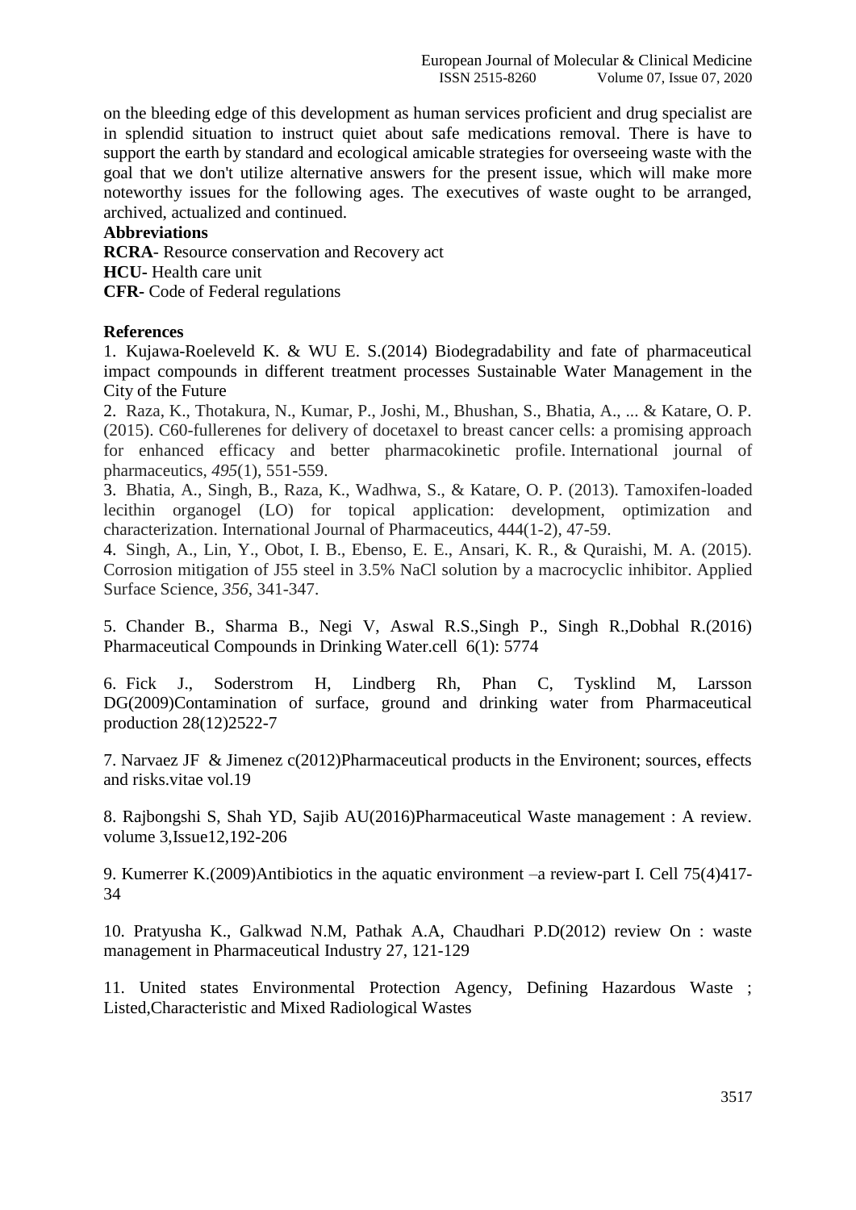on the bleeding edge of this development as human services proficient and drug specialist are in splendid situation to instruct quiet about safe medications removal. There is have to support the earth by standard and ecological amicable strategies for overseeing waste with the goal that we don't utilize alternative answers for the present issue, which will make more noteworthy issues for the following ages. The executives of waste ought to be arranged, archived, actualized and continued.

## Abbreviations

**RCRA**- Resource conservation and Recovery act

**HCU-** Health care unit

**CFR-** Code of Federal regulations

## References

1. Kujawa-Roeleveld K. & WU E. S.(2014) Biodegradability and fate of pharmaceutical impact compounds in different treatment processes Sustainable Water Management in the City of the Future

2. Raza, K., Thotakura, N., Kumar, P., Joshi, M., Bhushan, S., Bhatia, A., ... & Katare, O. P. (2015). C60-fullerenes for delivery of docetaxel to breast cancer cells: a promising approach for enhanced efficacy and better pharmacokinetic profile. International journal of pharmaceutics, *495*(1), 551-559.

3. Bhatia, A., Singh, B., Raza, K., Wadhwa, S., & Katare, O. P. (2013). Tamoxifen-loaded lecithin organogel (LO) for topical application: development, optimization and characterization. International Journal of Pharmaceutics, 444(1-2), 47-59.

4. Singh, A., Lin, Y., Obot, I. B., Ebenso, E. E., Ansari, K. R., & Quraishi, M. A. (2015). Corrosion mitigation of J55 steel in 3.5% NaCl solution by a macrocyclic inhibitor. Applied Surface Science, *356*, 341-347.

5. Chander B., Sharma B., Negi V, Aswal R.S.,Singh P., Singh R.,Dobhal R.(2016) Pharmaceutical Compounds in Drinking Water.cell 6(1): 5774

6. Fick J., Soderstrom H, Lindberg Rh, Phan C, Tysklind M, Larsson DG(2009)Contamination of surface, ground and drinking water from Pharmaceutical production 28(12)2522-7

7. Narvaez JF & Jimenez c(2012)Pharmaceutical products in the Environent; sources, effects and risks.vitae vol.19

8. Rajbongshi S, Shah YD, Sajib AU(2016)Pharmaceutical Waste management : A review. volume 3,Issue12,192-206

9. Kumerrer K.(2009)Antibiotics in the aquatic environment –a review-part I. Cell 75(4)417-34

10. Pratyusha K., Galkwad N.M, Pathak A.A, Chaudhari P.D(2012) review On : waste management in Pharmaceutical Industry 27, 121-129

11. United states Environmental Protection Agency, Defining Hazardous Waste ; Listed,Characteristic and Mixed Radiological Wastes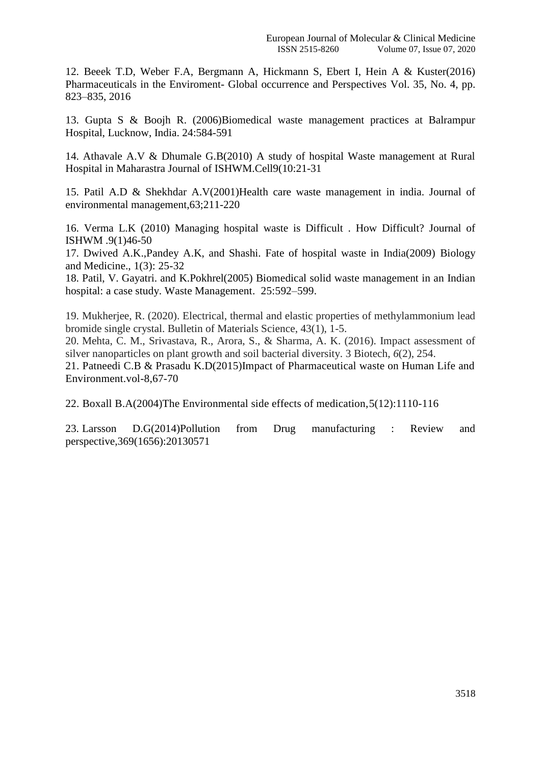12. Beeek T.D, Weber F.A, Bergmann A, Hickmann S, Ebert I, Hein A & Kuster(2016) Pharmaceuticals in the Enviroment- Global occurrence and Perspectives Vol. 35, No. 4, pp. 823–835, 2016

13. Gupta S & Boojh R. (2006)Biomedical waste management practices at Balrampur Hospital, Lucknow, India. 24:584-591

14. Athavale A.V & Dhumale G.B(2010) A study of hospital Waste management at Rural Hospital in Maharastra Journal of ISHWM.Cell9(10:21-31

15. Patil A.D & Shekhdar A.V(2001)Health care waste management in india. Journal of environmental management,63;211-220

16. Verma L.K (2010) Managing hospital waste is Difficult . How Difficult? Journal of ISHWM .9(1)46-50

17. Dwived A.K.,Pandey A.K, and Shashi. Fate of hospital waste in India(2009) Biology and Medicine., 1(3): 25-32

18. Patil, V. Gayatri. and K.Pokhrel(2005) Biomedical solid waste management in an Indian hospital: a case study. Waste Management. 25:592–599.

19. Mukherjee, R. (2020). Electrical, thermal and elastic properties of methylammonium lead bromide single crystal. Bulletin of Materials Science, 43(1), 1-5.

20. Mehta, C. M., Srivastava, R., Arora, S., & Sharma, A. K. (2016). Impact assessment of silver nanoparticles on plant growth and soil bacterial diversity. 3 Biotech, *6*(2), 254.

21. Patneedi C.B & Prasadu K.D(2015)Impact of Pharmaceutical waste on Human Life and Environment.vol-8,67-70

22. Boxall B.A(2004)The Environmental side effects of medication,5(12):1110-116

23. Larsson D.G(2014)Pollution from Drug manufacturing : Review and perspective,369(1656):20130571